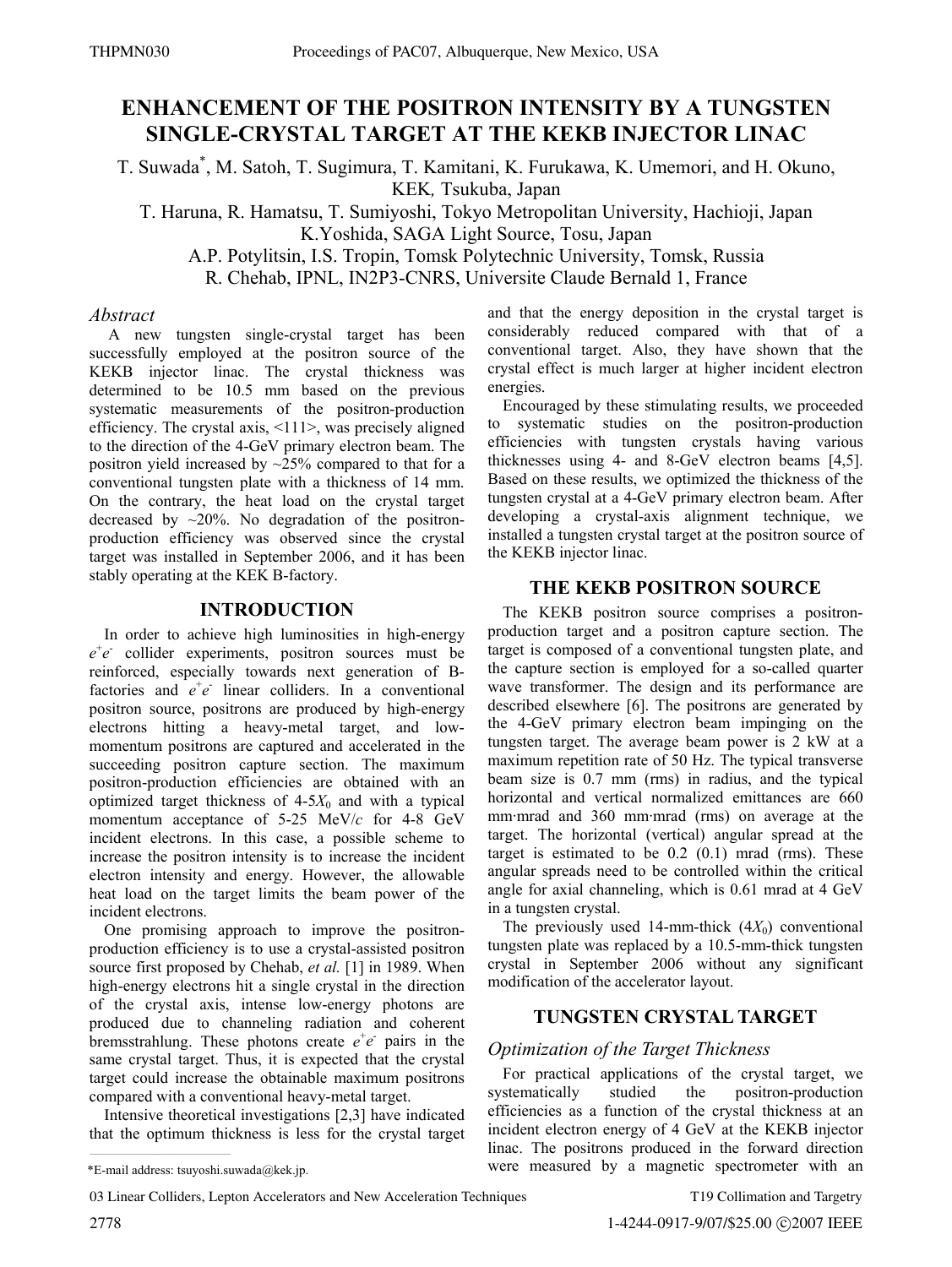# ENHANCEMENT OF THE POSITRON INTENSITY BY A TUNGSTEN SINGLE-CRYSTAL TARGET AT THE KEKB INJECTOR LINAC

T. Suwada*, M. Satoh, T. Sugimura, T. Kamitani, K. Furukawa, K. Umemori, and H. Okuno, KEK, Tsukuba, Japan

T. Haruna, R. Hamatsu, T. Sumiyoshi, Tokyo Metropolitan University, Hachioji, Japan

K.Yoshida, SAGA Light Source, Tosu, Japan

A.P. Potylitsin, I.S. Tropin, Tomsk Polytechnic University, Tomsk, Russia

R. Chehab, IPNL, IN2P3-CNRS, Universite Claude Bernald 1, France

### *Abstract*

A new tungsten single-crystal target has been successfully employed at the positron source of the KEKB injector linac. The crystal thickness was determined to be 10.5 mm based on the previous systematic measurements of the positron-production efficiency. The crystal axis, <111>, was precisely aligned to the direction of the 4-GeV primary electron beam. The positron yield increased by ~25% compared to that for a conventional tungsten plate with a thickness of 14 mm. On the contrary, the heat load on the crystal target decreased by ~20%. No degradation of the positron-production efficiency was observed since the crystal target was installed in September 2006, and it has been stably operating at the KEK B-factory.

## INTRODUCTION

In order to achieve high luminosities in high-energy $e^+e^-$ collider experiments, positron sources must be reinforced, especially towards next generation of B-factories and $e^+e^-$ linear colliders. In a conventional positron source, positrons are produced by high-energy electrons hitting a heavy-metal target, and low-momentum positrons are captured and accelerated in the succeeding positron capture section. The maximum positron-production efficiencies are obtained with an optimized target thickness of 4-5$X_0$ and with a typical momentum acceptance of 5-25 MeV/*c* for 4-8 GeV incident electrons. In this case, a possible scheme to increase the positron intensity is to increase the incident electron intensity and energy. However, the allowable heat load on the target limits the beam power of the incident electrons.

One promising approach to improve the positron-production efficiency is to use a crystal-assisted positron source first proposed by Chehab, *et al.* [1] in 1989. When high-energy electrons hit a single crystal in the direction of the crystal axis, intense low-energy photons are produced due to channeling radiation and coherent bremsstrahlung. These photons create $e^+e^-$ pairs in the same crystal target. Thus, it is expected that the crystal target could increase the obtainable maximum positrons compared with a conventional heavy-metal target.

Intensive theoretical investigations [2,3] have indicated that the optimum thickness is less for the crystal target and that the energy deposition in the crystal target is considerably reduced compared with that of a conventional target. Also, they have shown that the crystal effect is much larger at higher incident electron energies.

Encouraged by these stimulating results, we proceeded to systematic studies on the positron-production efficiencies with tungsten crystals having various thicknesses using 4- and 8-GeV electron beams [4,5]. Based on these results, we optimized the thickness of the tungsten crystal at a 4-GeV primary electron beam. After developing a crystal-axis alignment technique, we installed a tungsten crystal target at the positron source of the KEKB injector linac.

## THE KEKB POSITRON SOURCE

The KEKB positron source comprises a positron-production target and a positron capture section. The target is composed of a conventional tungsten plate, and the capture section is employed for a so-called quarter wave transformer. The design and its performance are described elsewhere [6]. The positrons are generated by the 4-GeV primary electron beam impinging on the tungsten target. The average beam power is 2 kW at a maximum repetition rate of 50 Hz. The typical transverse beam size is 0.7 mm (rms) in radius, and the typical horizontal and vertical normalized emittances are 660 mm·mrad and 360 mm·mrad (rms) on average at the target. The horizontal (vertical) angular spread at the target is estimated to be 0.2 (0.1) mrad (rms). These angular spreads need to be controlled within the critical angle for axial channeling, which is 0.61 mrad at 4 GeV in a tungsten crystal.

The previously used 14-mm-thick (4$X_0$) conventional tungsten plate was replaced by a 10.5-mm-thick tungsten crystal in September 2006 without any significant modification of the accelerator layout.

## TUNGSTEN CRYSTAL TARGET

### *Optimization of the Target Thickness*

For practical applications of the crystal target, we systematically studied the positron-production efficiencies as a function of the crystal thickness at an incident electron energy of 4 GeV at the KEKB injector linac. The positrons produced in the forward direction were measured by a magnetic spectrometer with an

*E-mail address: tsuyoshi.suwada@kek.jp.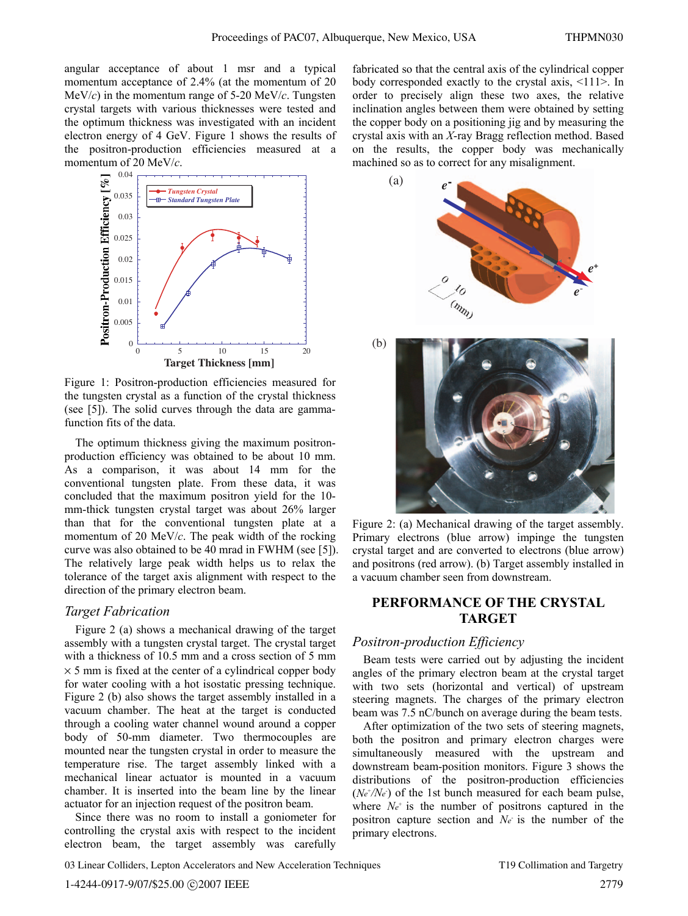angular acceptance of about 1 msr and a typical momentum acceptance of 2.4% (at the momentum of 20 MeV/$c$) in the momentum range of 5-20 MeV/$c$. Tungsten crystal targets with various thicknesses were tested and the optimum thickness was investigated with an incident electron energy of 4 GeV. Figure 1 shows the results of the positron-production efficiencies measured at a momentum of 20 MeV/$c$.

Figure 1: Positron-production efficiencies measured for the tungsten crystal as a function of the crystal thickness (see [5]). The solid curves through the data are gamma-function fits of the data.

The optimum thickness giving the maximum positron-production efficiency was obtained to be about 10 mm. As a comparison, it was about 14 mm for the conventional tungsten plate. From these data, it was concluded that the maximum positron yield for the 10-mm-thick tungsten crystal target was about 26% larger than that for the conventional tungsten plate at a momentum of 20 MeV/$c$. The peak width of the rocking curve was also obtained to be 40 mrad in FWHM (see [5]). The relatively large peak width helps us to relax the tolerance of the target axis alignment with respect to the direction of the primary electron beam.

### *Target Fabrication*

Figure 2 (a) shows a mechanical drawing of the target assembly with a tungsten crystal target. The crystal target with a thickness of 10.5 mm and a cross section of 5 mm × 5 mm is fixed at the center of a cylindrical copper body for water cooling with a hot isostatic pressing technique. Figure 2 (b) also shows the target assembly installed in a vacuum chamber. The heat at the target is conducted through a cooling water channel wound around a copper body of 50-mm diameter. Two thermocouples are mounted near the tungsten crystal in order to measure the temperature rise. The target assembly linked with a mechanical linear actuator is mounted in a vacuum chamber. It is inserted into the beam line by the linear actuator for an injection request of the positron beam.

Since there was no room to install a goniometer for controlling the crystal axis with respect to the incident electron beam, the target assembly was carefully fabricated so that the central axis of the cylindrical copper body corresponded exactly to the crystal axis, <111>. In order to precisely align these two axes, the relative inclination angles between them were obtained by setting the copper body on a positioning jig and by measuring the crystal axis with an $X$-ray Bragg reflection method. Based on the results, the copper body was mechanically machined so as to correct for any misalignment.

Figure 2: (a) Mechanical drawing of the target assembly. Primary electrons (blue arrow) impinge the tungsten crystal target and are converted to electrons (blue arrow) and positrons (red arrow). (b) Target assembly installed in a vacuum chamber seen from downstream.

## PERFORMANCE OF THE CRYSTAL TARGET

### *Positron-production Efficiency*

Beam tests were carried out by adjusting the incident angles of the primary electron beam at the crystal target with two sets (horizontal and vertical) of upstream steering magnets. The charges of the primary electron beam was 7.5 nC/bunch on average during the beam tests.

After optimization of the two sets of steering magnets, both the positron and primary electron charges were simultaneously measured with the upstream and downstream beam-position monitors. Figure 3 shows the distributions of the positron-production efficiencies ($N_{e^+}/N_{e^-}$) of the 1st bunch measured for each beam pulse, where $N_{e^+}$ is the number of positrons captured in the positron capture section and $N_{e^-}$ is the number of the primary electrons.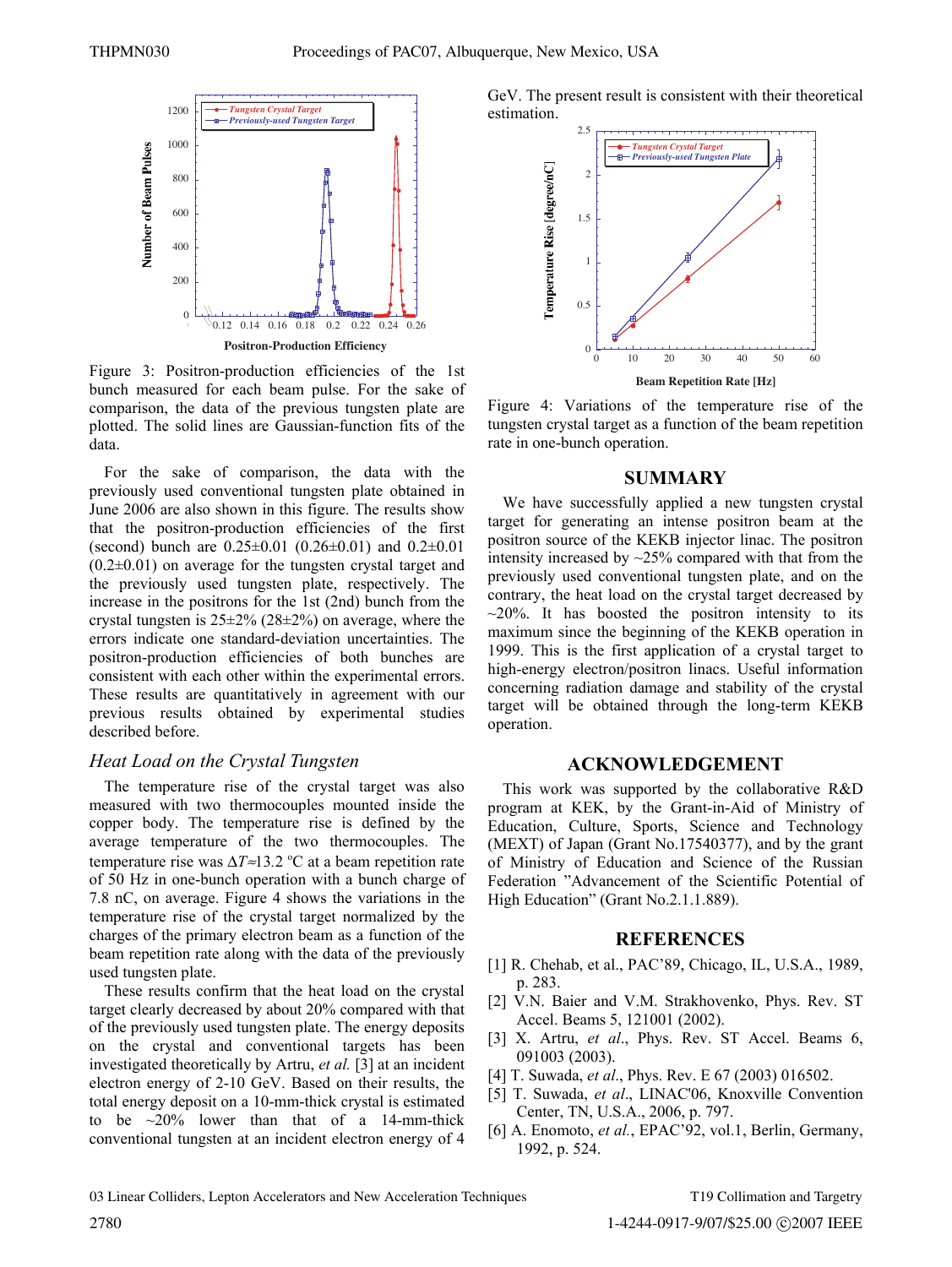Tungsten Crystal Target

Previously-used Tungsten Target

Number of Beam Pulses

1200

1000

800

600

400

200

0

0.12 0.14 0.16 0.18 0.2 0.22 0.24 0.26

Positron-Production Efficiency

Figure 3: Positron-production efficiencies of the 1st bunch measured for each beam pulse. For the sake of comparison, the data of the previous tungsten plate are plotted. The solid lines are Gaussian-function fits of the data.

For the sake of comparison, the data with the previously used conventional tungsten plate obtained in June 2006 are also shown in this figure. The results show that the positron-production efficiencies of the first (second) bunch are 0.25±0.01 (0.26±0.01) and 0.2±0.01 (0.2±0.01) on average for the tungsten crystal target and the previously used tungsten plate, respectively. The increase in the positrons for the 1st (2nd) bunch from the crystal tungsten is 25±2% (28±2%) on average, where the errors indicate one standard-deviation uncertainties. The positron-production efficiencies of both bunches are consistent with each other within the experimental errors. These results are quantitatively in agreement with our previous results obtained by experimental studies described before.

### *Heat Load on the Crystal Tungsten*

The temperature rise of the crystal target was also measured with two thermocouples mounted inside the copper body. The temperature rise is defined by the average temperature of the two thermocouples. The temperature rise was $\Delta T \approx 13.2$ °C at a beam repetition rate of 50 Hz in one-bunch operation with a bunch charge of 7.8 nC, on average. Figure 4 shows the variations in the temperature rise of the crystal target normalized by the charges of the primary electron beam as a function of the beam repetition rate along with the data of the previously used tungsten plate.

These results confirm that the heat load on the crystal target clearly decreased by about 20% compared with that of the previously used tungsten plate. The energy deposits on the crystal and conventional targets has been investigated theoretically by Artru, *et al.* [3] at an incident electron energy of 2-10 GeV. Based on their results, the total energy deposit on a 10-mm-thick crystal is estimated to be ~20% lower than that of a 14-mm-thick conventional tungsten at an incident electron energy of 4 GeV. The present result is consistent with their theoretical estimation.

Tungsten Crystal Target

Previously-used Tungsten Plate

Temperature Rise [degree/nC]

2.5

2

1.5

1

0.5

0

0 10 20 30 40 50 60

Beam Repetition Rate [Hz]

Figure 4: Variations of the temperature rise of the tungsten crystal target as a function of the beam repetition rate in one-bunch operation.

## SUMMARY

We have successfully applied a new tungsten crystal target for generating an intense positron beam at the positron source of the KEKB injector linac. The positron intensity increased by ~25% compared with that from the previously used conventional tungsten plate, and on the contrary, the heat load on the crystal target decreased by ~20%. It has boosted the positron intensity to its maximum since the beginning of the KEKB operation in 1999. This is the first application of a crystal target to high-energy electron/positron linacs. Useful information concerning radiation damage and stability of the crystal target will be obtained through the long-term KEKB operation.

## ACKNOWLEDGEMENT

This work was supported by the collaborative R&D program at KEK, by the Grant-in-Aid of Ministry of Education, Culture, Sports, Science and Technology (MEXT) of Japan (Grant No.17540377), and by the grant of Ministry of Education and Science of the Russian Federation "Advancement of the Scientific Potential of High Education" (Grant No.2.1.1.889).

## REFERENCES

[1] R. Chehab, et al., PAC'89, Chicago, IL, U.S.A., 1989, p. 283.

[2] V.N. Baier and V.M. Strakhovenko, Phys. Rev. ST Accel. Beams 5, 121001 (2002).

[3] X. Artru, *et al*., Phys. Rev. ST Accel. Beams 6, 091003 (2003).

[4] T. Suwada, *et al*., Phys. Rev. E 67 (2003) 016502.

[5] T. Suwada, *et al*., LINAC'06, Knoxville Convention Center, TN, U.S.A., 2006, p. 797.

[6] A. Enomoto, *et al.*, EPAC'92, vol.1, Berlin, Germany, 1992, p. 524.